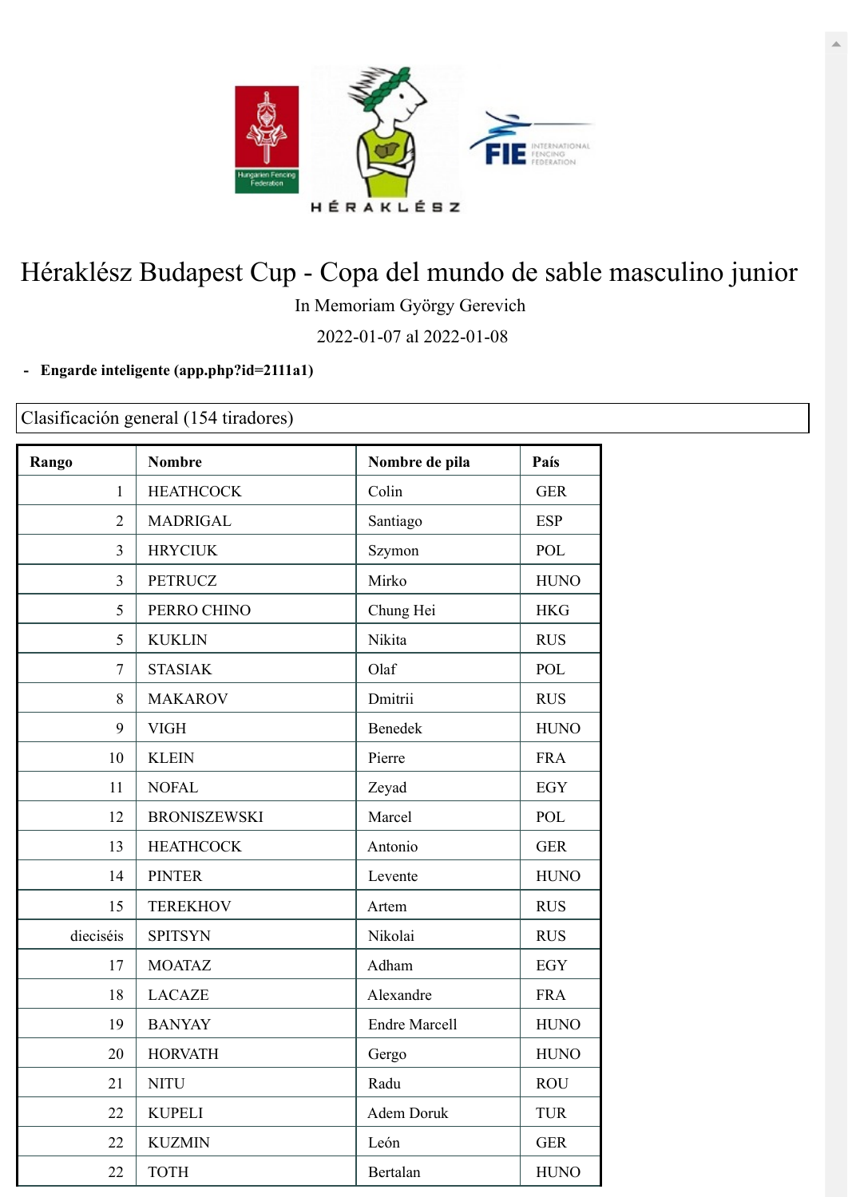# Héraklész Budapest Cup - Copa del mundo de sable masculino junior

In Memoriam György Gerevich

2022-01-07 al 2022-01-08

- **Engarde inteligente (app.php?id=2111a1)**

Clasificación general (154 tiradores)

| Rango | Nombre | Nombre de pila | País |
|---|---|---|---|
| 1 | HEATHCOCK | Colin | GER |
| 2 | MADRIGAL | Santiago | ESP |
| 3 | HRYCIUK | Szymon | POL |
| 3 | PETRUCZ | Mirko | HUNO |
| 5 | PERRO CHINO | Chung Hei | HKG |
| 5 | KUKLIN | Nikita | RUS |
| 7 | STASIAK | Olaf | POL |
| 8 | MAKAROV | Dmitrii | RUS |
| 9 | VIGH | Benedek | HUNO |
| 10 | KLEIN | Pierre | FRA |
| 11 | NOFAL | Zeyad | EGY |
| 12 | BRONISZEWSKI | Marcel | POL |
| 13 | HEATHCOCK | Antonio | GER |
| 14 | PINTER | Levente | HUNO |
| 15 | TEREKHOV | Artem | RUS |
| dieciséis | SPITSYN | Nikolai | RUS |
| 17 | MOATAZ | Adham | EGY |
| 18 | LACAZE | Alexandre | FRA |
| 19 | BANYAY | Endre Marcell | HUNO |
| 20 | HORVATH | Gergo | HUNO |
| 21 | NITU | Radu | ROU |
| 22 | KUPELI | Adem Doruk | TUR |
| 22 | KUZMIN | León | GER |
| 22 | TOTH | Bertalan | HUNO |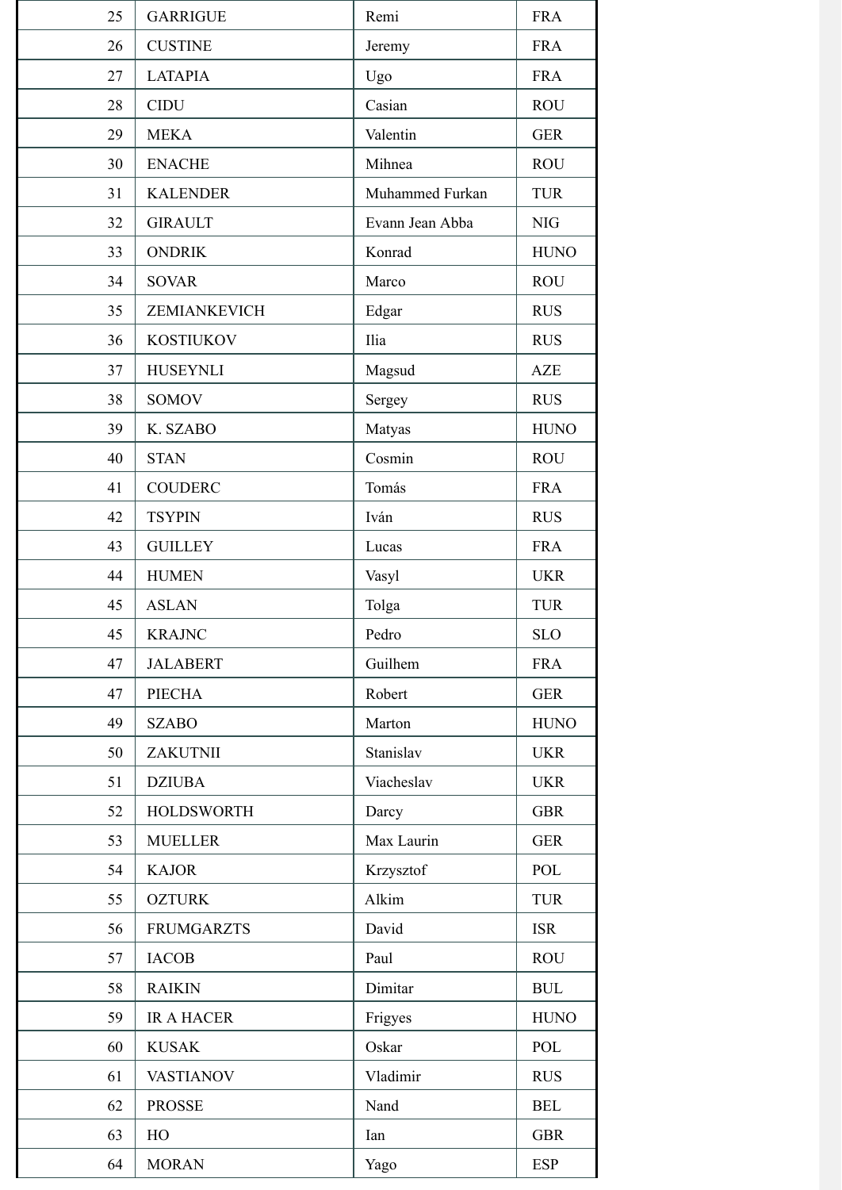| | | | |
|---|---|---|---|
| 25 | GARRIGUE | Remi | FRA |
| 26 | CUSTINE | Jeremy | FRA |
| 27 | LATAPIA | Ugo | FRA |
| 28 | CIDU | Casian | ROU |
| 29 | MEKA | Valentin | GER |
| 30 | ENACHE | Mihnea | ROU |
| 31 | KALENDER | Muhammed Furkan | TUR |
| 32 | GIRAULT | Evann Jean Abba | NIG |
| 33 | ONDRIK | Konrad | HUNO |
| 34 | SOVAR | Marco | ROU |
| 35 | ZEMIANKEVICH | Edgar | RUS |
| 36 | KOSTIUKOV | Ilia | RUS |
| 37 | HUSEYNLI | Magsud | AZE |
| 38 | SOMOV | Sergey | RUS |
| 39 | K. SZABO | Matyas | HUNO |
| 40 | STAN | Cosmin | ROU |
| 41 | COUDERC | Tomás | FRA |
| 42 | TSYPIN | Iván | RUS |
| 43 | GUILLEY | Lucas | FRA |
| 44 | HUMEN | Vasyl | UKR |
| 45 | ASLAN | Tolga | TUR |
| 45 | KRAJNC | Pedro | SLO |
| 47 | JALABERT | Guilhem | FRA |
| 47 | PIECHA | Robert | GER |
| 49 | SZABO | Marton | HUNO |
| 50 | ZAKUTNII | Stanislav | UKR |
| 51 | DZIUBA | Viacheslav | UKR |
| 52 | HOLDSWORTH | Darcy | GBR |
| 53 | MUELLER | Max Laurin | GER |
| 54 | KAJOR | Krzysztof | POL |
| 55 | OZTURK | Alkim | TUR |
| 56 | FRUMGARZTS | David | ISR |
| 57 | IACOB | Paul | ROU |
| 58 | RAIKIN | Dimitar | BUL |
| 59 | IR A HACER | Frigyes | HUNO |
| 60 | KUSAK | Oskar | POL |
| 61 | VASTIANOV | Vladimir | RUS |
| 62 | PROSSE | Nand | BEL |
| 63 | HO | Ian | GBR |
| 64 | MORAN | Yago | ESP |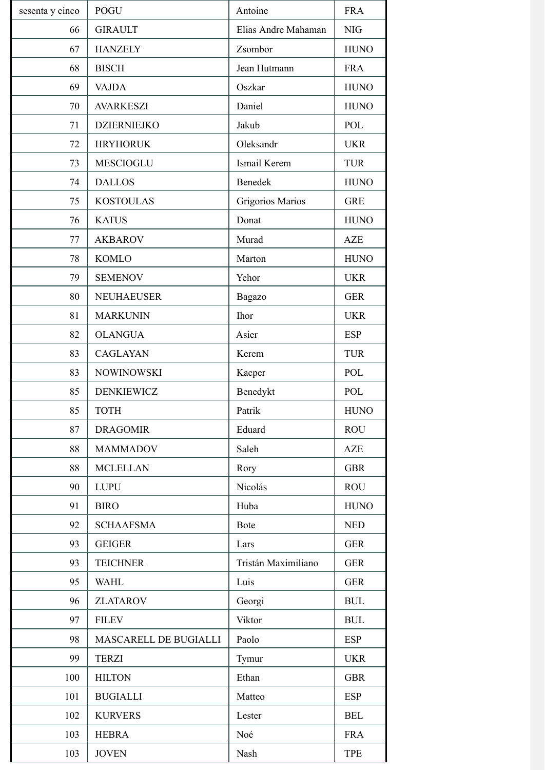| sesenta y cinco | POGU | Antoine | FRA |
|---|---|---|---|
| 66 | GIRAULT | Elias Andre Mahaman | NIG |
| 67 | HANZELY | Zsombor | HUNO |
| 68 | BISCH | Jean Hutmann | FRA |
| 69 | VAJDA | Oszkar | HUNO |
| 70 | AVARKESZI | Daniel | HUNO |
| 71 | DZIERNIEJKO | Jakub | POL |
| 72 | HRYHORUK | Oleksandr | UKR |
| 73 | MESCIOGLU | Ismail Kerem | TUR |
| 74 | DALLOS | Benedek | HUNO |
| 75 | KOSTOULAS | Grigorios Marios | GRE |
| 76 | KATUS | Donat | HUNO |
| 77 | AKBAROV | Murad | AZE |
| 78 | KOMLO | Marton | HUNO |
| 79 | SEMENOV | Yehor | UKR |
| 80 | NEUHAEUSER | Bagazo | GER |
| 81 | MARKUNIN | Ihor | UKR |
| 82 | OLANGUA | Asier | ESP |
| 83 | CAGLAYAN | Kerem | TUR |
| 83 | NOWINOWSKI | Kacper | POL |
| 85 | DENKIEWICZ | Benedykt | POL |
| 85 | TOTH | Patrik | HUNO |
| 87 | DRAGOMIR | Eduard | ROU |
| 88 | MAMMADOV | Saleh | AZE |
| 88 | MCLELLAN | Rory | GBR |
| 90 | LUPU | Nicolás | ROU |
| 91 | BIRO | Huba | HUNO |
| 92 | SCHAAFSMA | Bote | NED |
| 93 | GEIGER | Lars | GER |
| 93 | TEICHNER | Tristán Maximiliano | GER |
| 95 | WAHL | Luis | GER |
| 96 | ZLATAROV | Georgi | BUL |
| 97 | FILEV | Viktor | BUL |
| 98 | MASCARELL DE BUGIALLI | Paolo | ESP |
| 99 | TERZI | Tymur | UKR |
| 100 | HILTON | Ethan | GBR |
| 101 | BUGIALLI | Matteo | ESP |
| 102 | KURVERS | Lester | BEL |
| 103 | HEBRA | Noé | FRA |
| 103 | JOVEN | Nash | TPE |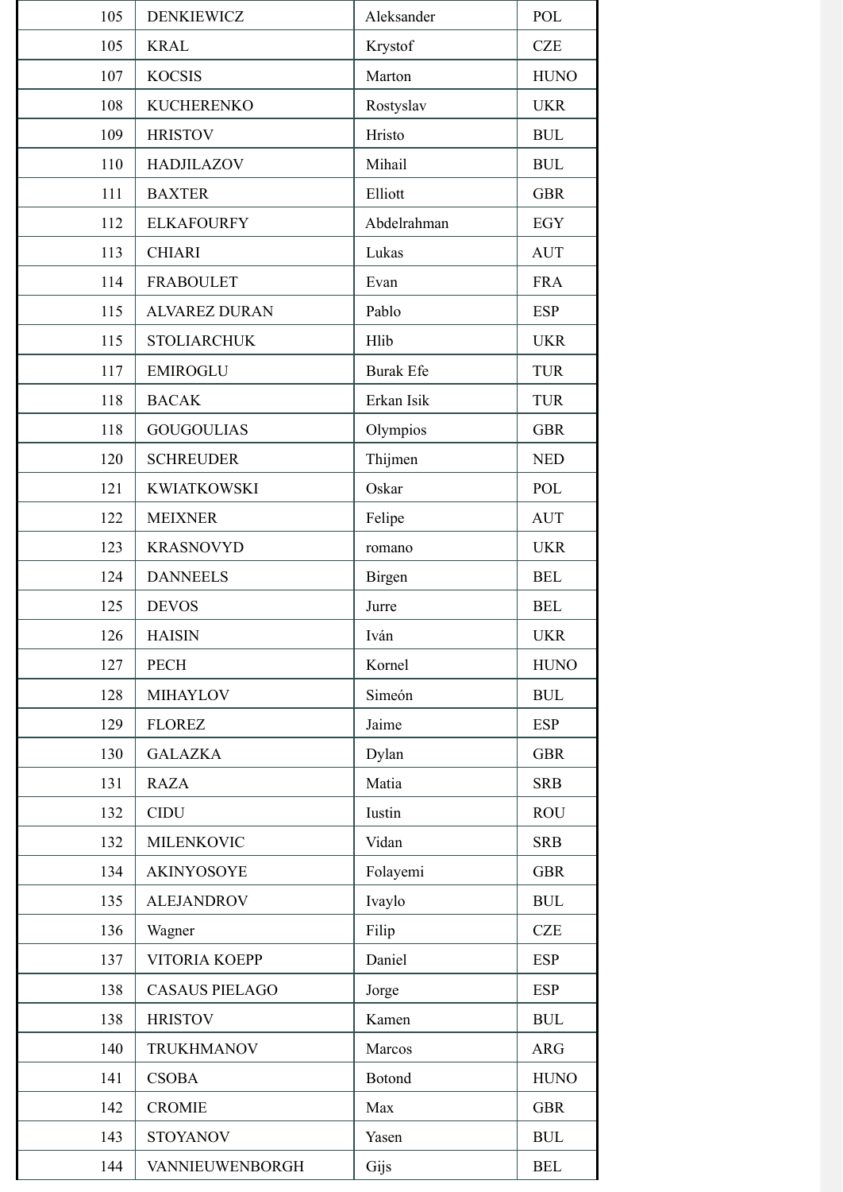| | | | |
|---|---|---|---|
| 105 | DENKIEWICZ | Aleksander | POL |
| 105 | KRAL | Krystof | CZE |
| 107 | KOCSIS | Marton | HUNO |
| 108 | KUCHERENKO | Rostyslav | UKR |
| 109 | HRISTOV | Hristo | BUL |
| 110 | HADJILAZOV | Mihail | BUL |
| 111 | BAXTER | Elliott | GBR |
| 112 | ELKAFOURFY | Abdelrahman | EGY |
| 113 | CHIARI | Lukas | AUT |
| 114 | FRABOULET | Evan | FRA |
| 115 | ALVAREZ DURAN | Pablo | ESP |
| 115 | STOLIARCHUK | Hlib | UKR |
| 117 | EMIROGLU | Burak Efe | TUR |
| 118 | BACAK | Erkan Isik | TUR |
| 118 | GOUGOULIAS | Olympios | GBR |
| 120 | SCHREUDER | Thijmen | NED |
| 121 | KWIATKOWSKI | Oskar | POL |
| 122 | MEIXNER | Felipe | AUT |
| 123 | KRASNOVYD | romano | UKR |
| 124 | DANNEELS | Birgen | BEL |
| 125 | DEVOS | Jurre | BEL |
| 126 | HAISIN | Iván | UKR |
| 127 | PECH | Kornel | HUNO |
| 128 | MIHAYLOV | Simeón | BUL |
| 129 | FLOREZ | Jaime | ESP |
| 130 | GALAZKA | Dylan | GBR |
| 131 | RAZA | Matia | SRB |
| 132 | CIDU | Iustin | ROU |
| 132 | MILENKOVIC | Vidan | SRB |
| 134 | AKINYOSOYE | Folayemi | GBR |
| 135 | ALEJANDROV | Ivaylo | BUL |
| 136 | Wagner | Filip | CZE |
| 137 | VITORIA KOEPP | Daniel | ESP |
| 138 | CASAUS PIELAGO | Jorge | ESP |
| 138 | HRISTOV | Kamen | BUL |
| 140 | TRUKHMANOV | Marcos | ARG |
| 141 | CSOBA | Botond | HUNO |
| 142 | CROMIE | Max | GBR |
| 143 | STOYANOV | Yasen | BUL |
| 144 | VANNIEUWENBORGH | Gijs | BEL |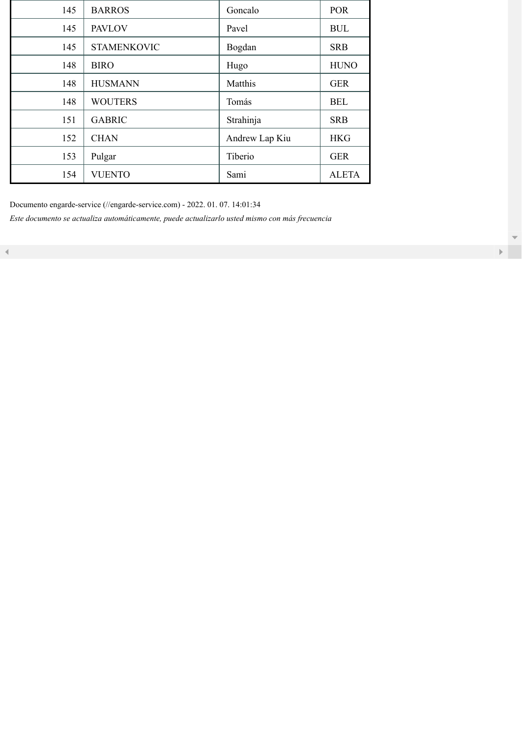| | | | |
|---|---|---|---|
| 145 | BARROS | Goncalo | POR |
| 145 | PAVLOV | Pavel | BUL |
| 145 | STAMENKOVIC | Bogdan | SRB |
| 148 | BIRO | Hugo | HUNO |
| 148 | HUSMANN | Matthis | GER |
| 148 | WOUTERS | Tomás | BEL |
| 151 | GABRIC | Strahinja | SRB |
| 152 | CHAN | Andrew Lap Kiu | HKG |
| 153 | Pulgar | Tiberio | GER |
| 154 | VUENTO | Sami | ALETA |

Documento engarde-service (//engarde-service.com) - 2022. 01. 07. 14:01:34

*Este documento se actualiza automáticamente, puede actualizarlo usted mismo con más frecuencia*